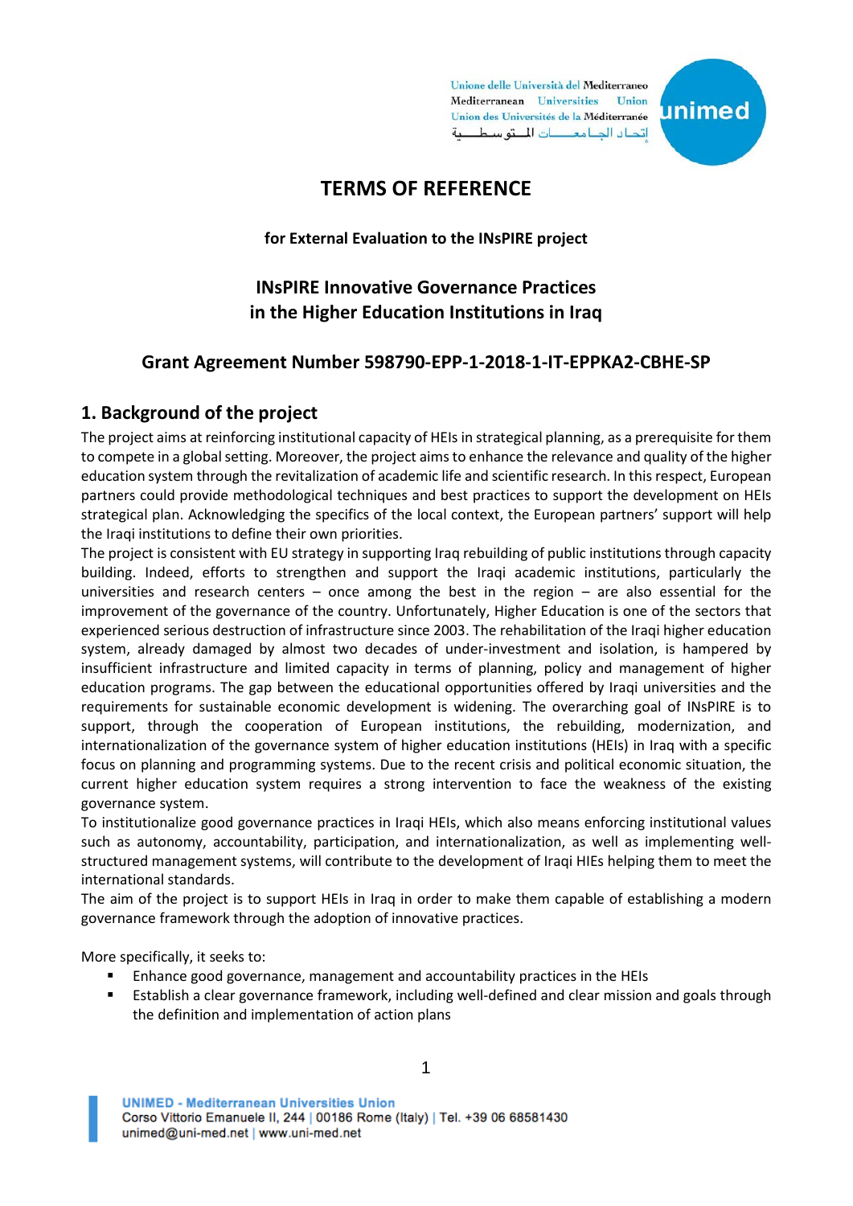# TERMS OF REFERENCE

**for External Evaluation to the INsPIRE project**

## INsPIRE Innovative Governance Practices in the Higher Education Institutions in Iraq

## Grant Agreement Number 598790-EPP-1-2018-1-IT-EPPKA2-CBHE-SP

## 1. Background of the project

The project aims at reinforcing institutional capacity of HEIs in strategical planning, as a prerequisite for them to compete in a global setting. Moreover, the project aims to enhance the relevance and quality of the higher education system through the revitalization of academic life and scientific research. In this respect, European partners could provide methodological techniques and best practices to support the development on HEIs strategical plan. Acknowledging the specifics of the local context, the European partners' support will help the Iraqi institutions to define their own priorities.

The project is consistent with EU strategy in supporting Iraq rebuilding of public institutions through capacity building. Indeed, efforts to strengthen and support the Iraqi academic institutions, particularly the universities and research centers – once among the best in the region – are also essential for the improvement of the governance of the country. Unfortunately, Higher Education is one of the sectors that experienced serious destruction of infrastructure since 2003. The rehabilitation of the Iraqi higher education system, already damaged by almost two decades of under-investment and isolation, is hampered by insufficient infrastructure and limited capacity in terms of planning, policy and management of higher education programs. The gap between the educational opportunities offered by Iraqi universities and the requirements for sustainable economic development is widening. The overarching goal of INsPIRE is to support, through the cooperation of European institutions, the rebuilding, modernization, and internationalization of the governance system of higher education institutions (HEIs) in Iraq with a specific focus on planning and programming systems. Due to the recent crisis and political economic situation, the current higher education system requires a strong intervention to face the weakness of the existing governance system.

To institutionalize good governance practices in Iraqi HEIs, which also means enforcing institutional values such as autonomy, accountability, participation, and internationalization, as well as implementing well-structured management systems, will contribute to the development of Iraqi HIEs helping them to meet the international standards.

The aim of the project is to support HEIs in Iraq in order to make them capable of establishing a modern governance framework through the adoption of innovative practices.

More specifically, it seeks to:

- Enhance good governance, management and accountability practices in the HEIs
- Establish a clear governance framework, including well-defined and clear mission and goals through the definition and implementation of action plans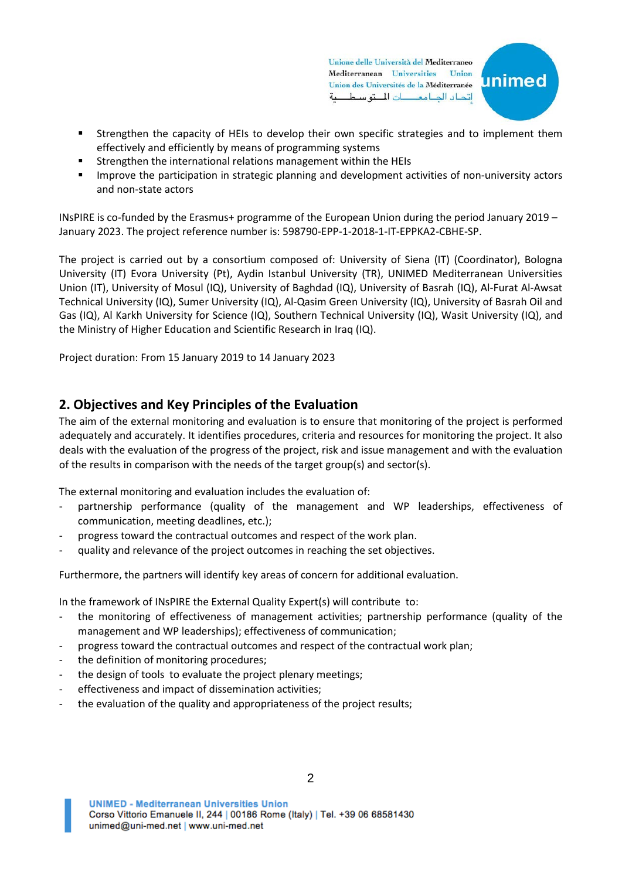- Strengthen the capacity of HEIs to develop their own specific strategies and to implement them effectively and efficiently by means of programming systems
- Strengthen the international relations management within the HEIs
- Improve the participation in strategic planning and development activities of non-university actors and non-state actors

INsPIRE is co-funded by the Erasmus+ programme of the European Union during the period January 2019 – January 2023. The project reference number is: 598790-EPP-1-2018-1-IT-EPPKA2-CBHE-SP.

The project is carried out by a consortium composed of: University of Siena (IT) (Coordinator), Bologna University (IT) Evora University (Pt), Aydin Istanbul University (TR), UNIMED Mediterranean Universities Union (IT), University of Mosul (IQ), University of Baghdad (IQ), University of Basrah (IQ), Al-Furat Al-Awsat Technical University (IQ), Sumer University (IQ), Al-Qasim Green University (IQ), University of Basrah Oil and Gas (IQ), Al Karkh University for Science (IQ), Southern Technical University (IQ), Wasit University (IQ), and the Ministry of Higher Education and Scientific Research in Iraq (IQ).

Project duration: From 15 January 2019 to 14 January 2023

## 2. Objectives and Key Principles of the Evaluation

The aim of the external monitoring and evaluation is to ensure that monitoring of the project is performed adequately and accurately. It identifies procedures, criteria and resources for monitoring the project. It also deals with the evaluation of the progress of the project, risk and issue management and with the evaluation of the results in comparison with the needs of the target group(s) and sector(s).

The external monitoring and evaluation includes the evaluation of:

- partnership performance (quality of the management and WP leaderships, effectiveness of communication, meeting deadlines, etc.);
- progress toward the contractual outcomes and respect of the work plan.
- quality and relevance of the project outcomes in reaching the set objectives.

Furthermore, the partners will identify key areas of concern for additional evaluation.

In the framework of INsPIRE the External Quality Expert(s) will contribute to:

- the monitoring of effectiveness of management activities; partnership performance (quality of the management and WP leaderships); effectiveness of communication;
- progress toward the contractual outcomes and respect of the contractual work plan;
- the definition of monitoring procedures;
- the design of tools to evaluate the project plenary meetings;
- effectiveness and impact of dissemination activities;
- the evaluation of the quality and appropriateness of the project results;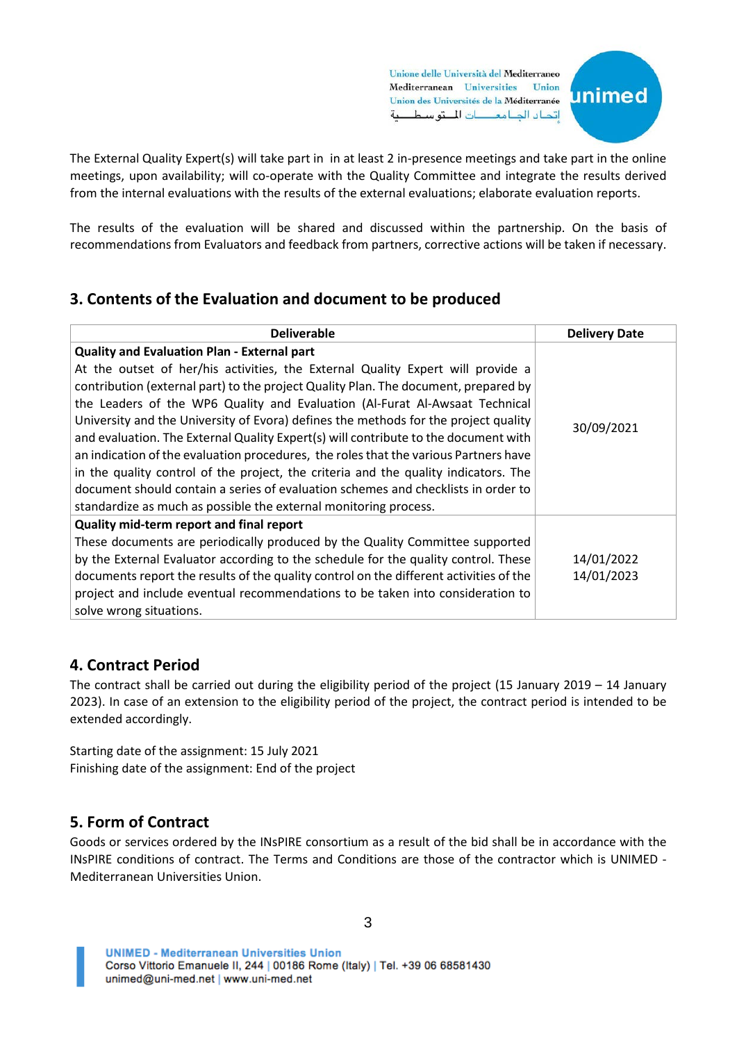The External Quality Expert(s) will take part in in at least 2 in-presence meetings and take part in the online meetings, upon availability; will co-operate with the Quality Committee and integrate the results derived from the internal evaluations with the results of the external evaluations; elaborate evaluation reports.

The results of the evaluation will be shared and discussed within the partnership. On the basis of recommendations from Evaluators and feedback from partners, corrective actions will be taken if necessary.

## 3. Contents of the Evaluation and document to be produced

| Deliverable | Delivery Date |
|---|---|
| **Quality and Evaluation Plan - External part**<br>At the outset of her/his activities, the External Quality Expert will provide a contribution (external part) to the project Quality Plan. The document, prepared by the Leaders of the WP6 Quality and Evaluation (Al-Furat Al-Awsaat Technical University and the University of Evora) defines the methods for the project quality and evaluation. The External Quality Expert(s) will contribute to the document with an indication of the evaluation procedures, the roles that the various Partners have in the quality control of the project, the criteria and the quality indicators. The document should contain a series of evaluation schemes and checklists in order to standardize as much as possible the external monitoring process. | 30/09/2021 |
| **Quality mid-term report and final report**<br>These documents are periodically produced by the Quality Committee supported by the External Evaluator according to the schedule for the quality control. These documents report the results of the quality control on the different activities of the project and include eventual recommendations to be taken into consideration to solve wrong situations. | 14/01/2022<br>14/01/2023 |

## 4. Contract Period

The contract shall be carried out during the eligibility period of the project (15 January 2019 – 14 January 2023). In case of an extension to the eligibility period of the project, the contract period is intended to be extended accordingly.

Starting date of the assignment: 15 July 2021
Finishing date of the assignment: End of the project

## 5. Form of Contract

Goods or services ordered by the INsPIRE consortium as a result of the bid shall be in accordance with the INsPIRE conditions of contract. The Terms and Conditions are those of the contractor which is UNIMED - Mediterranean Universities Union.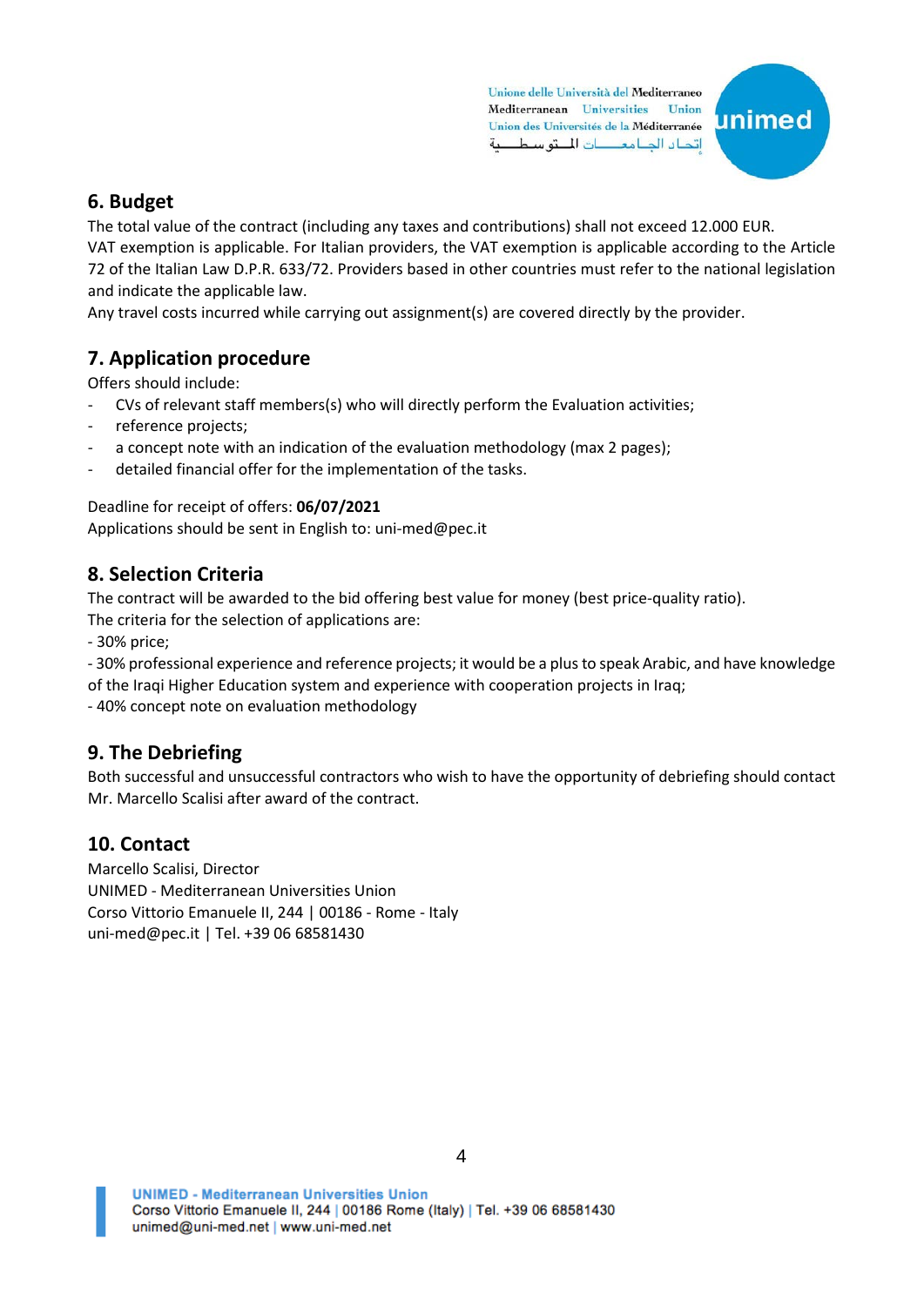## 6. Budget

The total value of the contract (including any taxes and contributions) shall not exceed 12.000 EUR.
VAT exemption is applicable. For Italian providers, the VAT exemption is applicable according to the Article 72 of the Italian Law D.P.R. 633/72. Providers based in other countries must refer to the national legislation and indicate the applicable law.
Any travel costs incurred while carrying out assignment(s) are covered directly by the provider.

## 7. Application procedure

Offers should include:

- CVs of relevant staff members(s) who will directly perform the Evaluation activities;
- reference projects;
- a concept note with an indication of the evaluation methodology (max 2 pages);
- detailed financial offer for the implementation of the tasks.

Deadline for receipt of offers: **06/07/2021**
Applications should be sent in English to: uni-med@pec.it

## 8. Selection Criteria

The contract will be awarded to the bid offering best value for money (best price-quality ratio).
The criteria for the selection of applications are:

- 30% price;
- 30% professional experience and reference projects; it would be a plus to speak Arabic, and have knowledge of the Iraqi Higher Education system and experience with cooperation projects in Iraq;
- 40% concept note on evaluation methodology

## 9. The Debriefing

Both successful and unsuccessful contractors who wish to have the opportunity of debriefing should contact Mr. Marcello Scalisi after award of the contract.

## 10. Contact

Marcello Scalisi, Director
UNIMED - Mediterranean Universities Union
Corso Vittorio Emanuele II, 244 | 00186 - Rome - Italy
uni-med@pec.it | Tel. +39 06 68581430